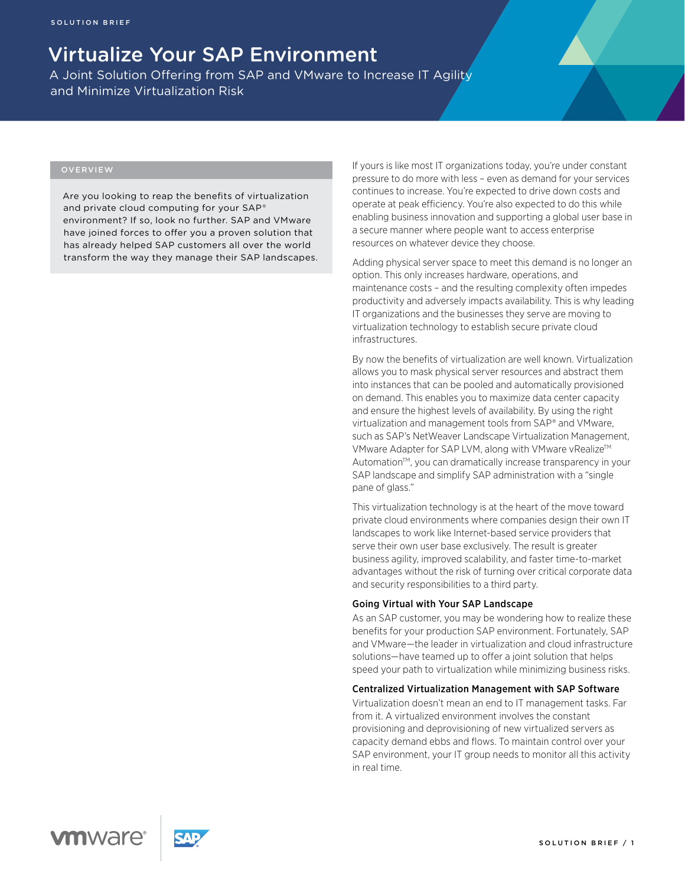SOLUTION BRIEF

# Virtualize Your SAP Environment

A Joint Solution Offering from SAP and VMware to Increase IT Agility and Minimize Virtualization Risk

## OVERVIEW

Are you looking to reap the benefits of virtualization and private cloud computing for your SAP® environment? If so, look no further. SAP and VMware have joined forces to offer you a proven solution that has already helped SAP customers all over the world transform the way they manage their SAP landscapes.

If yours is like most IT organizations today, you're under constant pressure to do more with less – even as demand for your services continues to increase. You're expected to drive down costs and operate at peak efficiency. You're also expected to do this while enabling business innovation and supporting a global user base in a secure manner where people want to access enterprise resources on whatever device they choose.

Adding physical server space to meet this demand is no longer an option. This only increases hardware, operations, and maintenance costs – and the resulting complexity often impedes productivity and adversely impacts availability. This is why leading IT organizations and the businesses they serve are moving to virtualization technology to establish secure private cloud infrastructures.

By now the benefits of virtualization are well known. Virtualization allows you to mask physical server resources and abstract them into instances that can be pooled and automatically provisioned on demand. This enables you to maximize data center capacity and ensure the highest levels of availability. By using the right virtualization and management tools from SAP® and VMware, such as SAP's NetWeaver Landscape Virtualization Management, VMware Adapter for SAP LVM, along with VMware vRealize™ Automation™, you can dramatically increase transparency in your SAP landscape and simplify SAP administration with a "single pane of glass."

This virtualization technology is at the heart of the move toward private cloud environments where companies design their own IT landscapes to work like Internet-based service providers that serve their own user base exclusively. The result is greater business agility, improved scalability, and faster time-to-market advantages without the risk of turning over critical corporate data and security responsibilities to a third party.

### Going Virtual with Your SAP Landscape

As an SAP customer, you may be wondering how to realize these benefits for your production SAP environment. Fortunately, SAP and VMware—the leader in virtualization and cloud infrastructure solutions—have teamed up to offer a joint solution that helps speed your path to virtualization while minimizing business risks.

### Centralized Virtualization Management with SAP Software

Virtualization doesn't mean an end to IT management tasks. Far from it. A virtualized environment involves the constant provisioning and deprovisioning of new virtualized servers as capacity demand ebbs and flows. To maintain control over your SAP environment, your IT group needs to monitor all this activity in real time.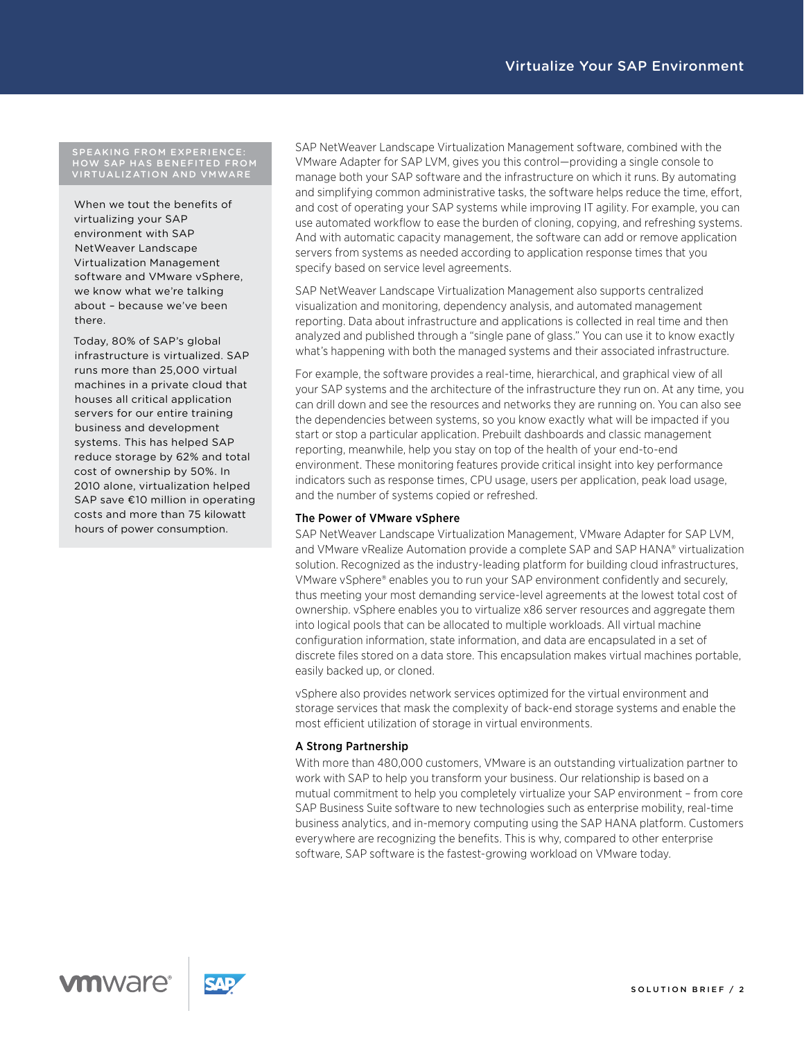### Speaking from Experience: How SAP Has Benefited from Virtualization and VMware

When we tout the benefits of virtualizing your SAP environment with SAP NetWeaver Landscape Virtualization Management software and VMware vSphere, we know what we're talking about – because we've been there.

Today, 80% of SAP's global infrastructure is virtualized. SAP runs more than 25,000 virtual machines in a private cloud that houses all critical application servers for our entire training business and development systems. This has helped SAP reduce storage by 62% and total cost of ownership by 50%. In 2010 alone, virtualization helped SAP save €10 million in operating costs and more than 75 kilowatt hours of power consumption.

SAP NetWeaver Landscape Virtualization Management software, combined with the VMware Adapter for SAP LVM, gives you this control—providing a single console to manage both your SAP software and the infrastructure on which it runs. By automating and simplifying common administrative tasks, the software helps reduce the time, effort, and cost of operating your SAP systems while improving IT agility. For example, you can use automated workflow to ease the burden of cloning, copying, and refreshing systems. And with automatic capacity management, the software can add or remove application servers from systems as needed according to application response times that you specify based on service level agreements.

SAP NetWeaver Landscape Virtualization Management also supports centralized visualization and monitoring, dependency analysis, and automated management reporting. Data about infrastructure and applications is collected in real time and then analyzed and published through a "single pane of glass." You can use it to know exactly what's happening with both the managed systems and their associated infrastructure.

For example, the software provides a real-time, hierarchical, and graphical view of all your SAP systems and the architecture of the infrastructure they run on. At any time, you can drill down and see the resources and networks they are running on. You can also see the dependencies between systems, so you know exactly what will be impacted if you start or stop a particular application. Prebuilt dashboards and classic management reporting, meanwhile, help you stay on top of the health of your end-to-end environment. These monitoring features provide critical insight into key performance indicators such as response times, CPU usage, users per application, peak load usage, and the number of systems copied or refreshed.

### The Power of VMware vSphere

SAP NetWeaver Landscape Virtualization Management, VMware Adapter for SAP LVM, and VMware vRealize Automation provide a complete SAP and SAP HANA® virtualization solution. Recognized as the industry-leading platform for building cloud infrastructures, VMware vSphere® enables you to run your SAP environment confidently and securely, thus meeting your most demanding service-level agreements at the lowest total cost of ownership. vSphere enables you to virtualize x86 server resources and aggregate them into logical pools that can be allocated to multiple workloads. All virtual machine configuration information, state information, and data are encapsulated in a set of discrete files stored on a data store. This encapsulation makes virtual machines portable, easily backed up, or cloned.

vSphere also provides network services optimized for the virtual environment and storage services that mask the complexity of back-end storage systems and enable the most efficient utilization of storage in virtual environments.

### A Strong Partnership

With more than 480,000 customers, VMware is an outstanding virtualization partner to work with SAP to help you transform your business. Our relationship is based on a mutual commitment to help you completely virtualize your SAP environment – from core SAP Business Suite software to new technologies such as enterprise mobility, real-time business analytics, and in-memory computing using the SAP HANA platform. Customers everywhere are recognizing the benefits. This is why, compared to other enterprise software, SAP software is the fastest-growing workload on VMware today.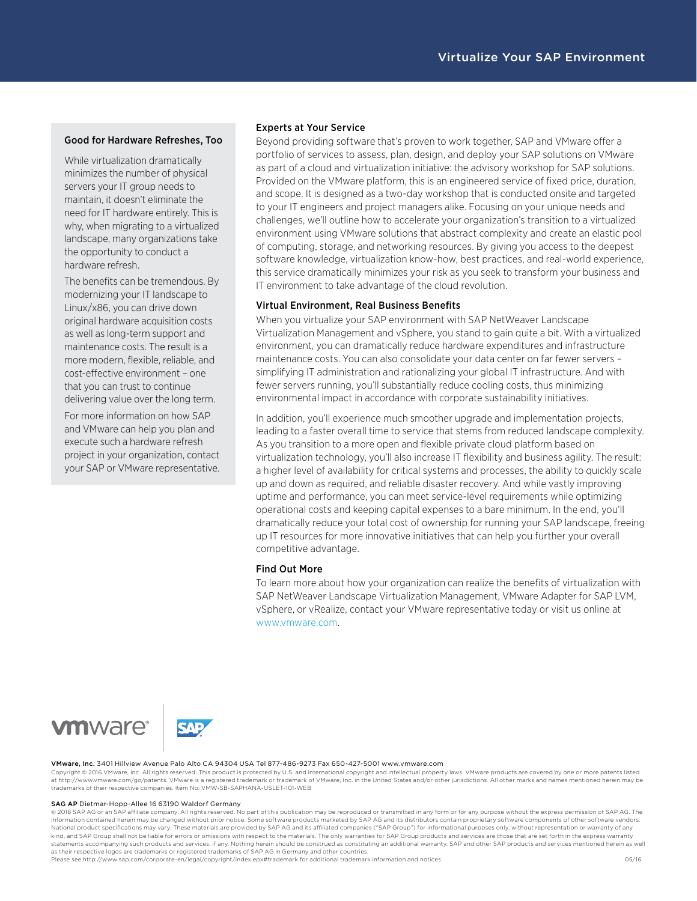## Good for Hardware Refreshes, Too

While virtualization dramatically minimizes the number of physical servers your IT group needs to maintain, it doesn't eliminate the need for IT hardware entirely. This is why, when migrating to a virtualized landscape, many organizations take the opportunity to conduct a hardware refresh.

The benefits can be tremendous. By modernizing your IT landscape to Linux/x86, you can drive down original hardware acquisition costs as well as long-term support and maintenance costs. The result is a more modern, flexible, reliable, and cost-effective environment – one that you can trust to continue delivering value over the long term.

For more information on how SAP and VMware can help you plan and execute such a hardware refresh project in your organization, contact your SAP or VMware representative.

## Experts at Your Service

Beyond providing software that's proven to work together, SAP and VMware offer a portfolio of services to assess, plan, design, and deploy your SAP solutions on VMware as part of a cloud and virtualization initiative: the advisory workshop for SAP solutions. Provided on the VMware platform, this is an engineered service of fixed price, duration, and scope. It is designed as a two-day workshop that is conducted onsite and targeted to your IT engineers and project managers alike. Focusing on your unique needs and challenges, we'll outline how to accelerate your organization's transition to a virtualized environment using VMware solutions that abstract complexity and create an elastic pool of computing, storage, and networking resources. By giving you access to the deepest software knowledge, virtualization know-how, best practices, and real-world experience, this service dramatically minimizes your risk as you seek to transform your business and IT environment to take advantage of the cloud revolution.

## Virtual Environment, Real Business Benefits

When you virtualize your SAP environment with SAP NetWeaver Landscape Virtualization Management and vSphere, you stand to gain quite a bit. With a virtualized environment, you can dramatically reduce hardware expenditures and infrastructure maintenance costs. You can also consolidate your data center on far fewer servers – simplifying IT administration and rationalizing your global IT infrastructure. And with fewer servers running, you'll substantially reduce cooling costs, thus minimizing environmental impact in accordance with corporate sustainability initiatives.

In addition, you'll experience much smoother upgrade and implementation projects, leading to a faster overall time to service that stems from reduced landscape complexity. As you transition to a more open and flexible private cloud platform based on virtualization technology, you'll also increase IT flexibility and business agility. The result: a higher level of availability for critical systems and processes, the ability to quickly scale up and down as required, and reliable disaster recovery. And while vastly improving uptime and performance, you can meet service-level requirements while optimizing operational costs and keeping capital expenses to a bare minimum. In the end, you'll dramatically reduce your total cost of ownership for running your SAP landscape, freeing up IT resources for more innovative initiatives that can help you further your overall competitive advantage.

## Find Out More

To learn more about how your organization can realize the benefits of virtualization with SAP NetWeaver Landscape Virtualization Management, VMware Adapter for SAP LVM, vSphere, or vRealize, contact your VMware representative today or visit us online at www.vmware.com.

**VMware, Inc.** 3401 Hillview Avenue Palo Alto CA 94304 USA Tel 877-486-9273 Fax 650-427-5001 www.vmware.com
Copyright © 2016 VMware, Inc. All rights reserved. This product is protected by U.S. and international copyright and intellectual property laws. VMware products are covered by one or more patents listed at http://www.vmware.com/go/patents. VMware is a registered trademark or trademark of VMware, Inc. in the United States and/or other jurisdictions. All other marks and names mentioned herein may be trademarks of their respective companies. Item No: VMW-SB-SAPHANA-USLET-101-WEB

**SAG AP** Dietmar-Hopp-Allee 16 63190 Waldorf Germany
© 2016 SAP AG or an SAP affiliate company. All rights reserved. No part of this publication may be reproduced or transmitted in any form or for any purpose without the express permission of SAP AG. The information contained herein may be changed without prior notice. Some software products marketed by SAP AG and its distributors contain proprietary software components of other software vendors. National product specifications may vary. These materials are provided by SAP AG and its affiliated companies ("SAP Group") for informational purposes only, without representation or warranty of any kind, and SAP Group shall not be liable for errors or omissions with respect to the materials. The only warranties for SAP Group products and services are those that are set forth in the express warranty statements accompanying such products and services, if any. Nothing herein should be construed as constituting an additional warranty. SAP and other SAP products and services mentioned herein as well as their respective logos are trademarks or registered trademarks of SAP AG in Germany and other countries.
Please see http://www.sap.com/corporate-en/legal/copyright/index.epx#trademark for additional trademark information and notices. 05/16